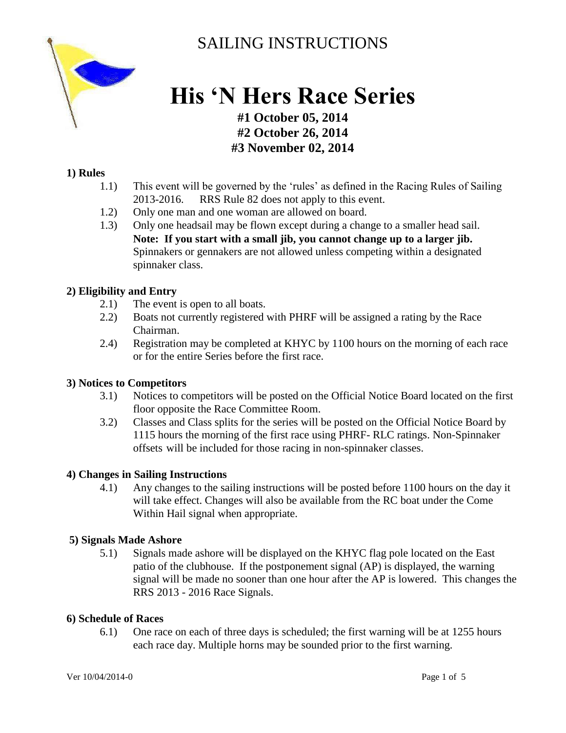SAILING INSTRUCTIONS

# His 'N Hers Race Series

**#1 October 05, 2014**
**#2 October 26, 2014**
**#3 November 02, 2014**

**1) Rules**

1.1) This event will be governed by the 'rules' as defined in the Racing Rules of Sailing 2013-2016. RRS Rule 82 does not apply to this event.

1.2) Only one man and one woman are allowed on board.

1.3) Only one headsail may be flown except during a change to a smaller head sail. **Note: If you start with a small jib, you cannot change up to a larger jib.** Spinnakers or gennakers are not allowed unless competing within a designated spinnaker class.

**2) Eligibility and Entry**

2.1) The event is open to all boats.

2.2) Boats not currently registered with PHRF will be assigned a rating by the Race Chairman.

2.4) Registration may be completed at KHYC by 1100 hours on the morning of each race or for the entire Series before the first race.

**3) Notices to Competitors**

3.1) Notices to competitors will be posted on the Official Notice Board located on the first floor opposite the Race Committee Room.

3.2) Classes and Class splits for the series will be posted on the Official Notice Board by 1115 hours the morning of the first race using PHRF- RLC ratings. Non-Spinnaker offsets will be included for those racing in non-spinnaker classes.

**4) Changes in Sailing Instructions**

4.1) Any changes to the sailing instructions will be posted before 1100 hours on the day it will take effect. Changes will also be available from the RC boat under the Come Within Hail signal when appropriate.

**5) Signals Made Ashore**

5.1) Signals made ashore will be displayed on the KHYC flag pole located on the East patio of the clubhouse. If the postponement signal (AP) is displayed, the warning signal will be made no sooner than one hour after the AP is lowered. This changes the RRS 2013 - 2016 Race Signals.

**6) Schedule of Races**

6.1) One race on each of three days is scheduled; the first warning will be at 1255 hours each race day. Multiple horns may be sounded prior to the first warning.

Ver 10/04/2014-0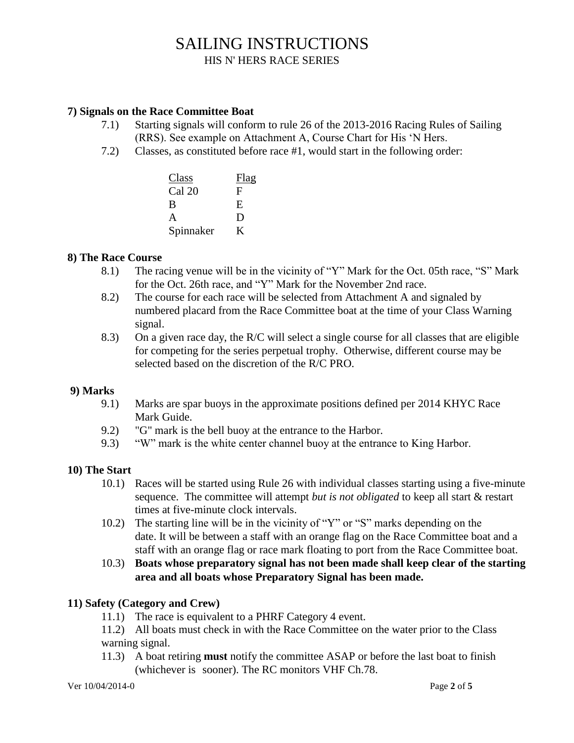# SAILING INSTRUCTIONS

## HIS N' HERS RACE SERIES

### 7) Signals on the Race Committee Boat

7.1) Starting signals will conform to rule 26 of the 2013-2016 Racing Rules of Sailing (RRS). See example on Attachment A, Course Chart for His 'N Hers.

7.2) Classes, as constituted before race #1, would start in the following order:

| Class | Flag |
|---|---|
| Cal 20 | F |
| B | E |
| A | D |
| Spinnaker | K |

### 8) The Race Course

8.1) The racing venue will be in the vicinity of "Y" Mark for the Oct. 05th race, "S" Mark for the Oct. 26th race, and "Y" Mark for the November 2nd race.

8.2) The course for each race will be selected from Attachment A and signaled by numbered placard from the Race Committee boat at the time of your Class Warning signal.

8.3) On a given race day, the R/C will select a single course for all classes that are eligible for competing for the series perpetual trophy. Otherwise, different course may be selected based on the discretion of the R/C PRO.

### 9) Marks

9.1) Marks are spar buoys in the approximate positions defined per 2014 KHYC Race Mark Guide.

9.2) "G" mark is the bell buoy at the entrance to the Harbor.

9.3) "W" mark is the white center channel buoy at the entrance to King Harbor.

### 10) The Start

10.1) Races will be started using Rule 26 with individual classes starting using a five-minute sequence. The committee will attempt *but is not obligated* to keep all start & restart times at five-minute clock intervals.

10.2) The starting line will be in the vicinity of "Y" or "S" marks depending on the date. It will be between a staff with an orange flag on the Race Committee boat and a staff with an orange flag or race mark floating to port from the Race Committee boat.

10.3) **Boats whose preparatory signal has not been made shall keep clear of the starting area and all boats whose Preparatory Signal has been made.**

### 11) Safety (Category and Crew)

11.1) The race is equivalent to a PHRF Category 4 event.

11.2) All boats must check in with the Race Committee on the water prior to the Class warning signal.

11.3) A boat retiring **must** notify the committee ASAP or before the last boat to finish (whichever is sooner). The RC monitors VHF Ch.78.

Ver 10/04/2014-0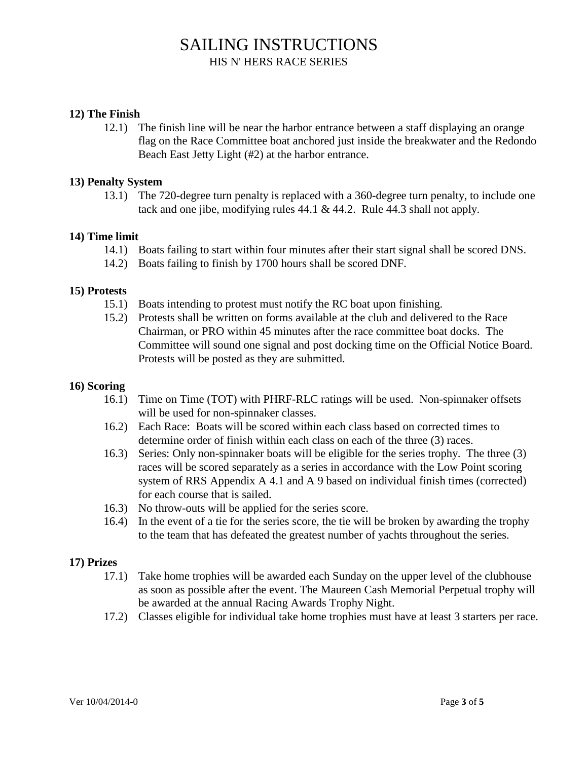# SAILING INSTRUCTIONS

## HIS N' HERS RACE SERIES

### 12) The Finish

12.1) The finish line will be near the harbor entrance between a staff displaying an orange flag on the Race Committee boat anchored just inside the breakwater and the Redondo Beach East Jetty Light (#2) at the harbor entrance.

### 13) Penalty System

13.1) The 720-degree turn penalty is replaced with a 360-degree turn penalty, to include one tack and one jibe, modifying rules 44.1 & 44.2. Rule 44.3 shall not apply.

### 14) Time limit

14.1) Boats failing to start within four minutes after their start signal shall be scored DNS.

14.2) Boats failing to finish by 1700 hours shall be scored DNF.

### 15) Protests

15.1) Boats intending to protest must notify the RC boat upon finishing.

15.2) Protests shall be written on forms available at the club and delivered to the Race Chairman, or PRO within 45 minutes after the race committee boat docks. The Committee will sound one signal and post docking time on the Official Notice Board. Protests will be posted as they are submitted.

### 16) Scoring

16.1) Time on Time (TOT) with PHRF-RLC ratings will be used. Non-spinnaker offsets will be used for non-spinnaker classes.

16.2) Each Race: Boats will be scored within each class based on corrected times to determine order of finish within each class on each of the three (3) races.

16.3) Series: Only non-spinnaker boats will be eligible for the series trophy. The three (3) races will be scored separately as a series in accordance with the Low Point scoring system of RRS Appendix A 4.1 and A 9 based on individual finish times (corrected) for each course that is sailed.

16.3) No throw-outs will be applied for the series score.

16.4) In the event of a tie for the series score, the tie will be broken by awarding the trophy to the team that has defeated the greatest number of yachts throughout the series.

### 17) Prizes

17.1) Take home trophies will be awarded each Sunday on the upper level of the clubhouse as soon as possible after the event. The Maureen Cash Memorial Perpetual trophy will be awarded at the annual Racing Awards Trophy Night.

17.2) Classes eligible for individual take home trophies must have at least 3 starters per race.

Ver 10/04/2014-0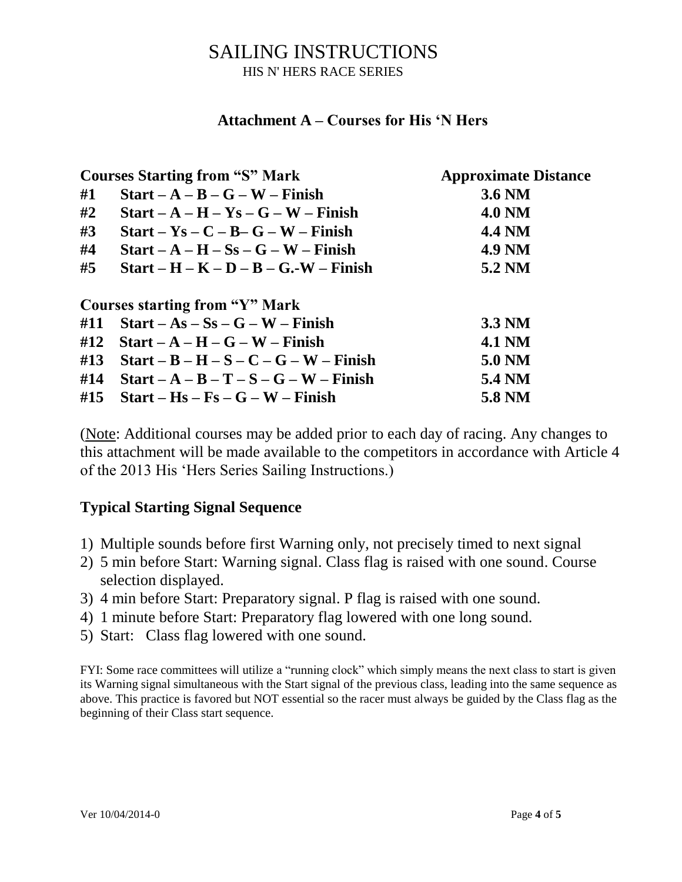# SAILING INSTRUCTIONS

HIS N' HERS RACE SERIES

## Attachment A – Courses for His 'N Hers

| Courses Starting from "S" Mark | | Approximate Distance |
|---|---|---|
| #1 | Start – A – B – G – W – Finish | 3.6 NM |
| #2 | Start – A – H – Ys – G – W – Finish | 4.0 NM |
| #3 | Start – Ys – C – B– G – W – Finish | 4.4 NM |
| #4 | Start – A – H – Ss – G – W – Finish | 4.9 NM |
| #5 | Start – H – K – D – B – G.-W – Finish | 5.2 NM |
| **Courses starting from "Y" Mark** | | |
| #11 | Start – As – Ss – G – W – Finish | 3.3 NM |
| #12 | Start – A – H – G – W – Finish | 4.1 NM |
| #13 | Start – B – H – S – C – G – W – Finish | 5.0 NM |
| #14 | Start – A – B – T – S – G – W – Finish | 5.4 NM |
| #15 | Start – Hs – Fs – G – W – Finish | 5.8 NM |

(Note: Additional courses may be added prior to each day of racing. Any changes to this attachment will be made available to the competitors in accordance with Article 4 of the 2013 His 'Hers Series Sailing Instructions.)

### Typical Starting Signal Sequence

1) Multiple sounds before first Warning only, not precisely timed to next signal
2) 5 min before Start: Warning signal. Class flag is raised with one sound. Course selection displayed.
3) 4 min before Start: Preparatory signal. P flag is raised with one sound.
4) 1 minute before Start: Preparatory flag lowered with one long sound.
5) Start: Class flag lowered with one sound.

FYI: Some race committees will utilize a "running clock" which simply means the next class to start is given its Warning signal simultaneous with the Start signal of the previous class, leading into the same sequence as above. This practice is favored but NOT essential so the racer must always be guided by the Class flag as the beginning of their Class start sequence.

Ver 10/04/2014-0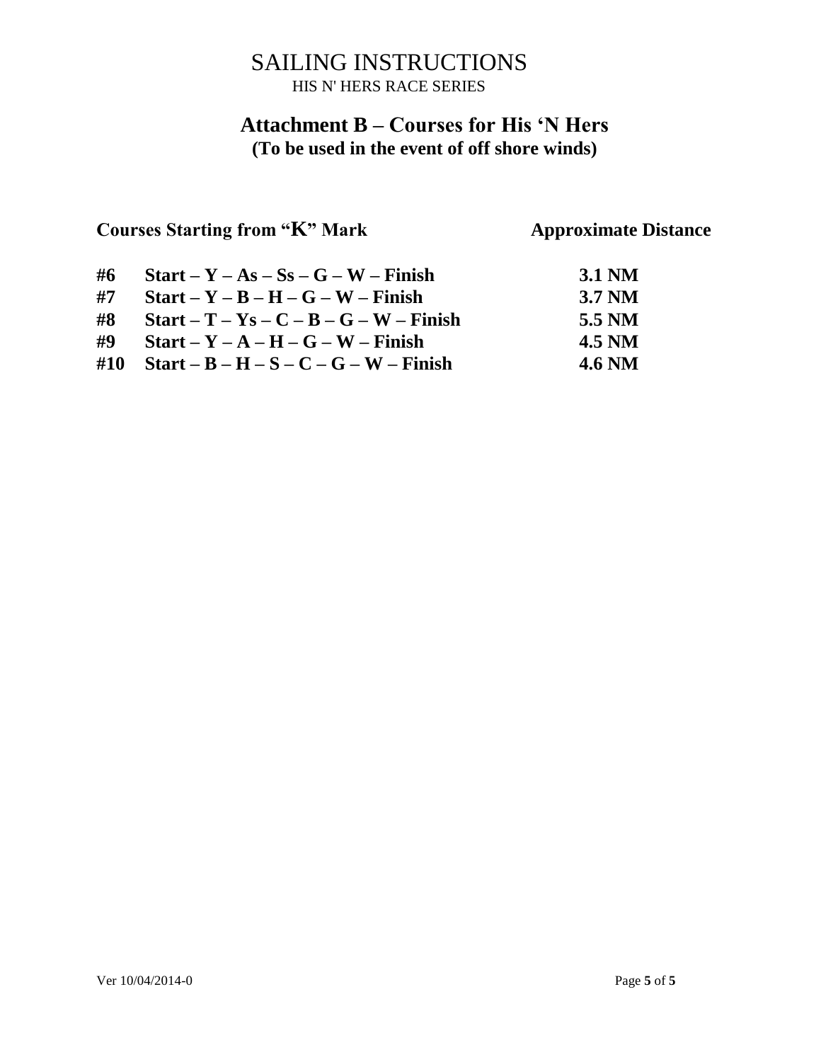# SAILING INSTRUCTIONS

HIS N' HERS RACE SERIES

## Attachment B – Courses for His 'N Hers

**(To be used in the event of off shore winds)**

| Courses Starting from "K" Mark | | Approximate Distance |
|---|---|---|
| **#6** | **Start – Y – As – Ss – G – W – Finish** | **3.1 NM** |
| **#7** | **Start – Y – B – H – G – W – Finish** | **3.7 NM** |
| **#8** | **Start – T – Ys – C – B – G – W – Finish** | **5.5 NM** |
| **#9** | **Start – Y – A – H – G – W – Finish** | **4.5 NM** |
| **#10** | **Start – B – H – S – C – G – W – Finish** | **4.6 NM** |

Ver 10/04/2014-0